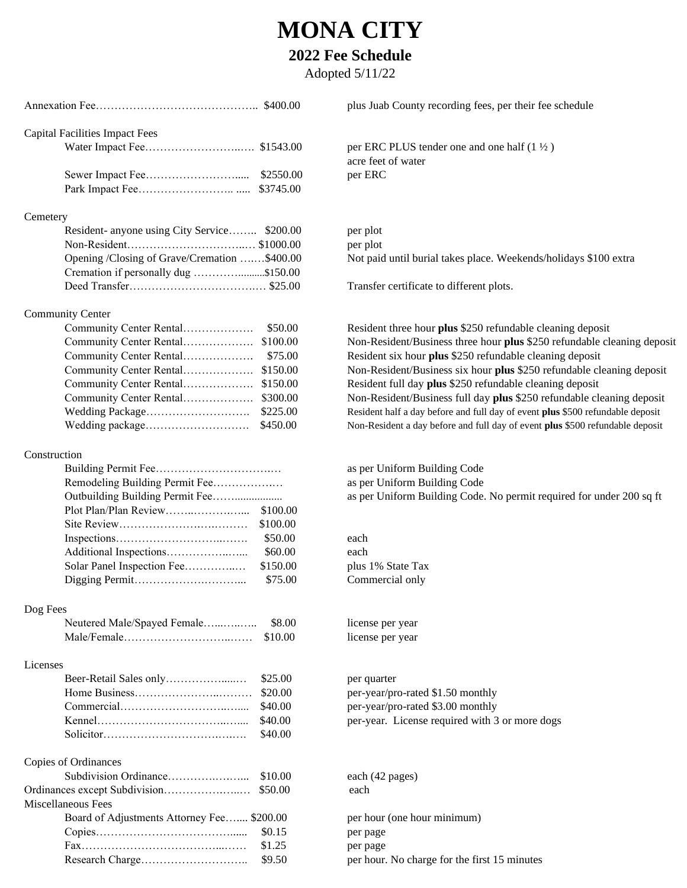# MONA CITY

## 2022 Fee Schedule

Adopted 5/11/22

| Item | Fee | Notes |
|---|---|---|
| Annexation Fee | $400.00 | plus Juab County recording fees, per their fee schedule |
| **Capital Facilities Impact Fees** | | |
| Water Impact Fee | $1543.00 | per ERC PLUS tender one and one half (1 ½ ) acre feet of water |
| Sewer Impact Fee | $2550.00 | per ERC |
| Park Impact Fee | $3745.00 | |
| **Cemetery** | | |
| Resident- anyone using City Service | $200.00 | per plot |
| Non-Resident | $1000.00 | per plot |
| Opening /Closing of Grave/Cremation | $400.00 | Not paid until burial takes place. Weekends/holidays $100 extra |
| Cremation if personally dug | $150.00 | |
| Deed Transfer | $25.00 | Transfer certificate to different plots. |
| **Community Center** | | |
| Community Center Rental | $50.00 | Resident three hour **plus** $250 refundable cleaning deposit |
| Community Center Rental | $100.00 | Non-Resident/Business three hour **plus** $250 refundable cleaning deposit |
| Community Center Rental | $75.00 | Resident six hour **plus** $250 refundable cleaning deposit |
| Community Center Rental | $150.00 | Non-Resident/Business six hour **plus** $250 refundable cleaning deposit |
| Community Center Rental | $150.00 | Resident full day **plus** $250 refundable cleaning deposit |
| Community Center Rental | $300.00 | Non-Resident/Business full day **plus** $250 refundable cleaning deposit |
| Wedding Package | $225.00 | Resident half a day before and full day of event **plus** $500 refundable deposit |
| Wedding package | $450.00 | Non-Resident a day before and full day of event **plus** $500 refundable deposit |
| **Construction** | | |
| Building Permit Fee | | as per Uniform Building Code |
| Remodeling Building Permit Fee | | as per Uniform Building Code |
| Outbuilding Building Permit Fee | | as per Uniform Building Code. No permit required for under 200 sq ft |
| Plot Plan/Plan Review | $100.00 | |
| Site Review | $100.00 | |
| Inspections | $50.00 | each |
| Additional Inspections | $60.00 | each |
| Solar Panel Inspection Fee | $150.00 | plus 1% State Tax |
| Digging Permit | $75.00 | Commercial only |
| **Dog Fees** | | |
| Neutered Male/Spayed Female | $8.00 | license per year |
| Male/Female | $10.00 | license per year |
| **Licenses** | | |
| Beer-Retail Sales only | $25.00 | per quarter |
| Home Business | $20.00 | per-year/pro-rated $1.50 monthly |
| Commercial | $40.00 | per-year/pro-rated $3.00 monthly |
| Kennel | $40.00 | per-year. License required with 3 or more dogs |
| Solicitor | $40.00 | |
| **Copies of Ordinances** | | |
| Subdivision Ordinance | $10.00 | each (42 pages) |
| Ordinances except Subdivision | $50.00 | each |
| **Miscellaneous Fees** | | |
| Board of Adjustments Attorney Fee | $200.00 | per hour (one hour minimum) |
| Copies | $0.15 | per page |
| Fax | $1.25 | per page |
| Research Charge | $9.50 | per hour. No charge for the first 15 minutes |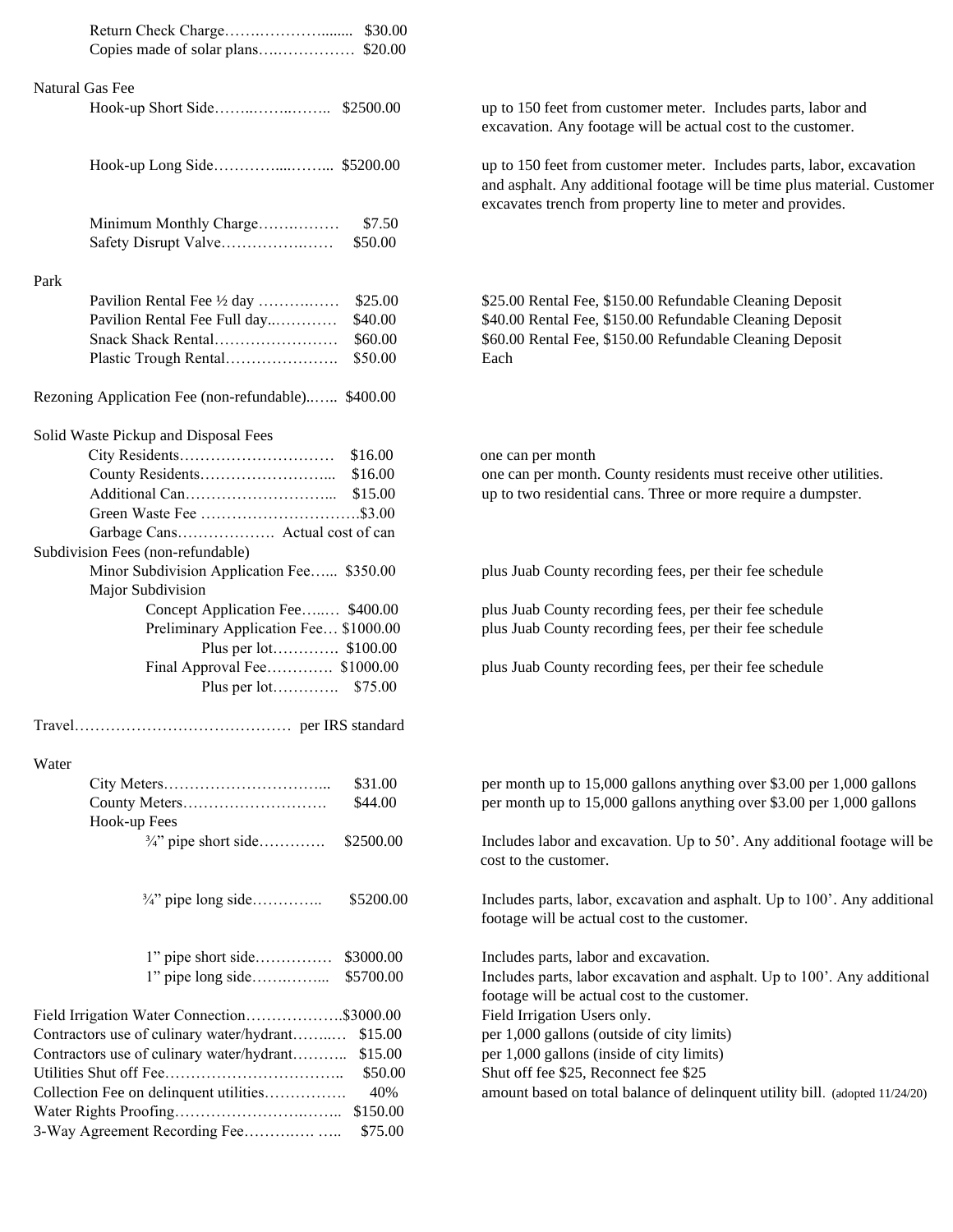| | | |
|---|---|---|
| Return Check Charge | $30.00 | |
| Copies made of solar plans | $20.00 | |
| **Natural Gas Fee** | | |
| Hook-up Short Side | $2500.00 | up to 150 feet from customer meter. Includes parts, labor and excavation. Any footage will be actual cost to the customer. |
| Hook-up Long Side | $5200.00 | up to 150 feet from customer meter. Includes parts, labor, excavation and asphalt. Any additional footage will be time plus material. Customer excavates trench from property line to meter and provides. |
| Minimum Monthly Charge | $7.50 | |
| Safety Disrupt Valve | $50.00 | |
| **Park** | | |
| Pavilion Rental Fee ½ day | $25.00 | $25.00 Rental Fee, $150.00 Refundable Cleaning Deposit |
| Pavilion Rental Fee Full day | $40.00 | $40.00 Rental Fee, $150.00 Refundable Cleaning Deposit |
| Snack Shack Rental | $60.00 | $60.00 Rental Fee, $150.00 Refundable Cleaning Deposit |
| Plastic Trough Rental | $50.00 | Each |
| **Rezoning Application Fee (non-refundable)** | $400.00 | |
| **Solid Waste Pickup and Disposal Fees** | | |
| City Residents | $16.00 | one can per month |
| County Residents | $16.00 | one can per month. County residents must receive other utilities. |
| Additional Can | $15.00 | up to two residential cans. Three or more require a dumpster. |
| Green Waste Fee | $3.00 | |
| Garbage Cans | Actual cost of can | |
| **Subdivision Fees (non-refundable)** | | |
| Minor Subdivision Application Fee | $350.00 | plus Juab County recording fees, per their fee schedule |
| Major Subdivision | | |
| Concept Application Fee | $400.00 | plus Juab County recording fees, per their fee schedule |
| Preliminary Application Fee | $1000.00 | plus Juab County recording fees, per their fee schedule |
| Plus per lot | $100.00 | |
| Final Approval Fee | $1000.00 | plus Juab County recording fees, per their fee schedule |
| Plus per lot | $75.00 | |
| **Travel** | per IRS standard | |
| **Water** | | |
| City Meters | $31.00 | per month up to 15,000 gallons anything over $3.00 per 1,000 gallons |
| County Meters | $44.00 | per month up to 15,000 gallons anything over $3.00 per 1,000 gallons |
| Hook-up Fees | | |
| ¾" pipe short side | $2500.00 | Includes labor and excavation. Up to 50'. Any additional footage will be cost to the customer. |
| ¾" pipe long side | $5200.00 | Includes parts, labor, excavation and asphalt. Up to 100'. Any additional footage will be actual cost to the customer. |
| 1" pipe short side | $3000.00 | Includes parts, labor and excavation. |
| 1" pipe long side | $5700.00 | Includes parts, labor excavation and asphalt. Up to 100'. Any additional footage will be actual cost to the customer. |
| Field Irrigation Water Connection | $3000.00 | Field Irrigation Users only. |
| Contractors use of culinary water/hydrant | $15.00 | per 1,000 gallons (outside of city limits) |
| Contractors use of culinary water/hydrant | $15.00 | per 1,000 gallons (inside of city limits) |
| Utilities Shut off Fee | $50.00 | Shut off fee $25, Reconnect fee $25 |
| Collection Fee on delinquent utilities | 40% | amount based on total balance of delinquent utility bill. (adopted 11/24/20) |
| Water Rights Proofing | $150.00 | |
| 3-Way Agreement Recording Fee | $75.00 | |